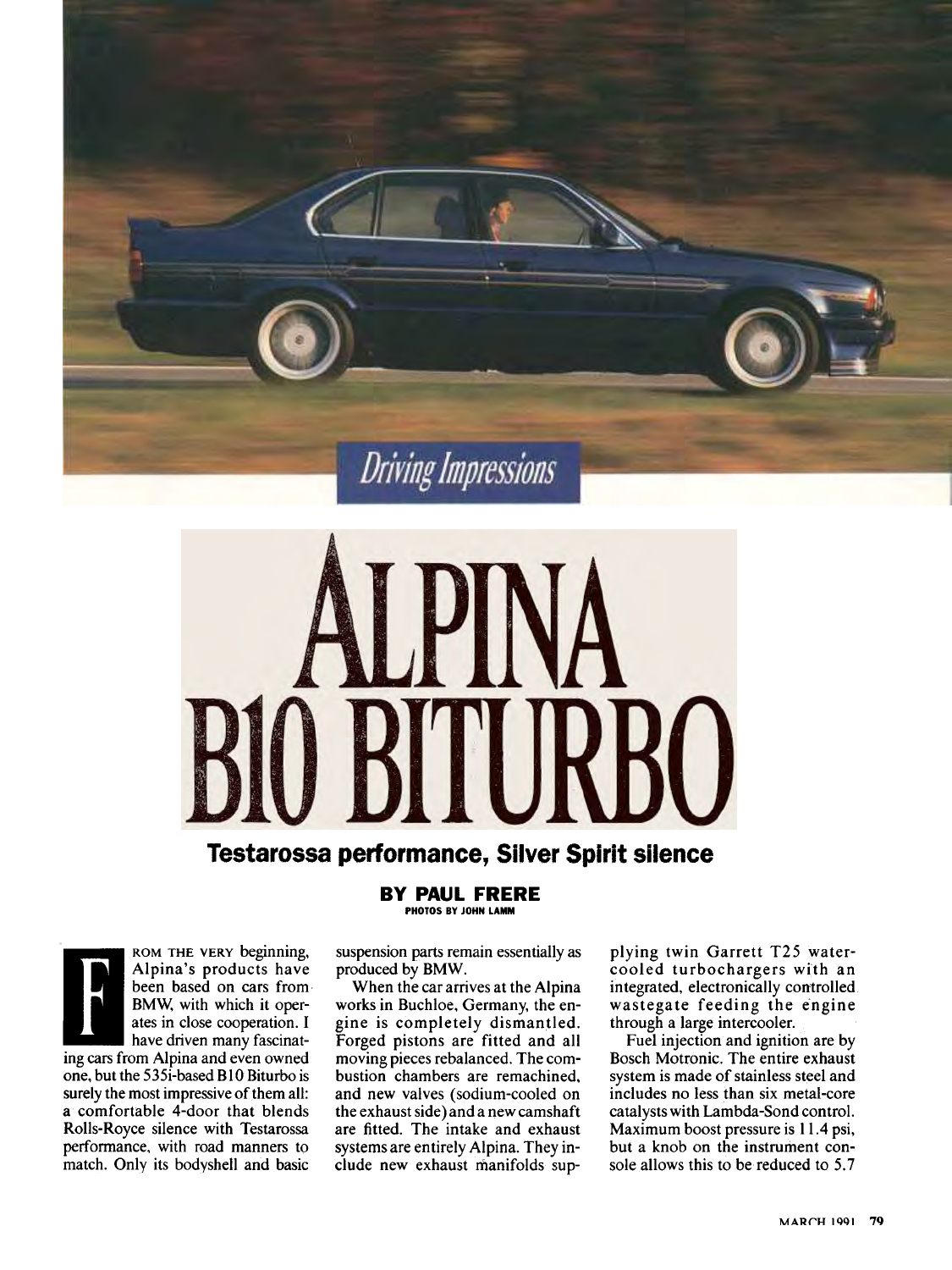*Driving Impressions*

# ALPINA B10 BITURBO

## Testarossa performance, Silver Spirit silence

**BY PAUL FRERE**
**PHOTOS BY JOHN LAMM**

FROM THE VERY beginning, Alpina's products have been based on cars from BMW, with which it operates in close cooperation. I have driven many fascinating cars from Alpina and even owned one, but the 535i-based B10 Biturbo is surely the most impressive of them all: a comfortable 4-door that blends Rolls-Royce silence with Testarossa performance, with road manners to match. Only its bodyshell and basic suspension parts remain essentially as produced by BMW.

When the car arrives at the Alpina works in Buchloe, Germany, the engine is completely dismantled. Forged pistons are fitted and all moving pieces rebalanced. The combustion chambers are remachined, and new valves (sodium-cooled on the exhaust side) and a new camshaft are fitted. The intake and exhaust systems are entirely Alpina. They include new exhaust manifolds supplying twin Garrett T25 water-cooled turbochargers with an integrated, electronically controlled wastegate feeding the engine through a large intercooler.

Fuel injection and ignition are by Bosch Motronic. The entire exhaust system is made of stainless steel and includes no less than six metal-core catalysts with Lambda-Sond control. Maximum boost pressure is 11.4 psi, but a knob on the instrument console allows this to be reduced to 5.7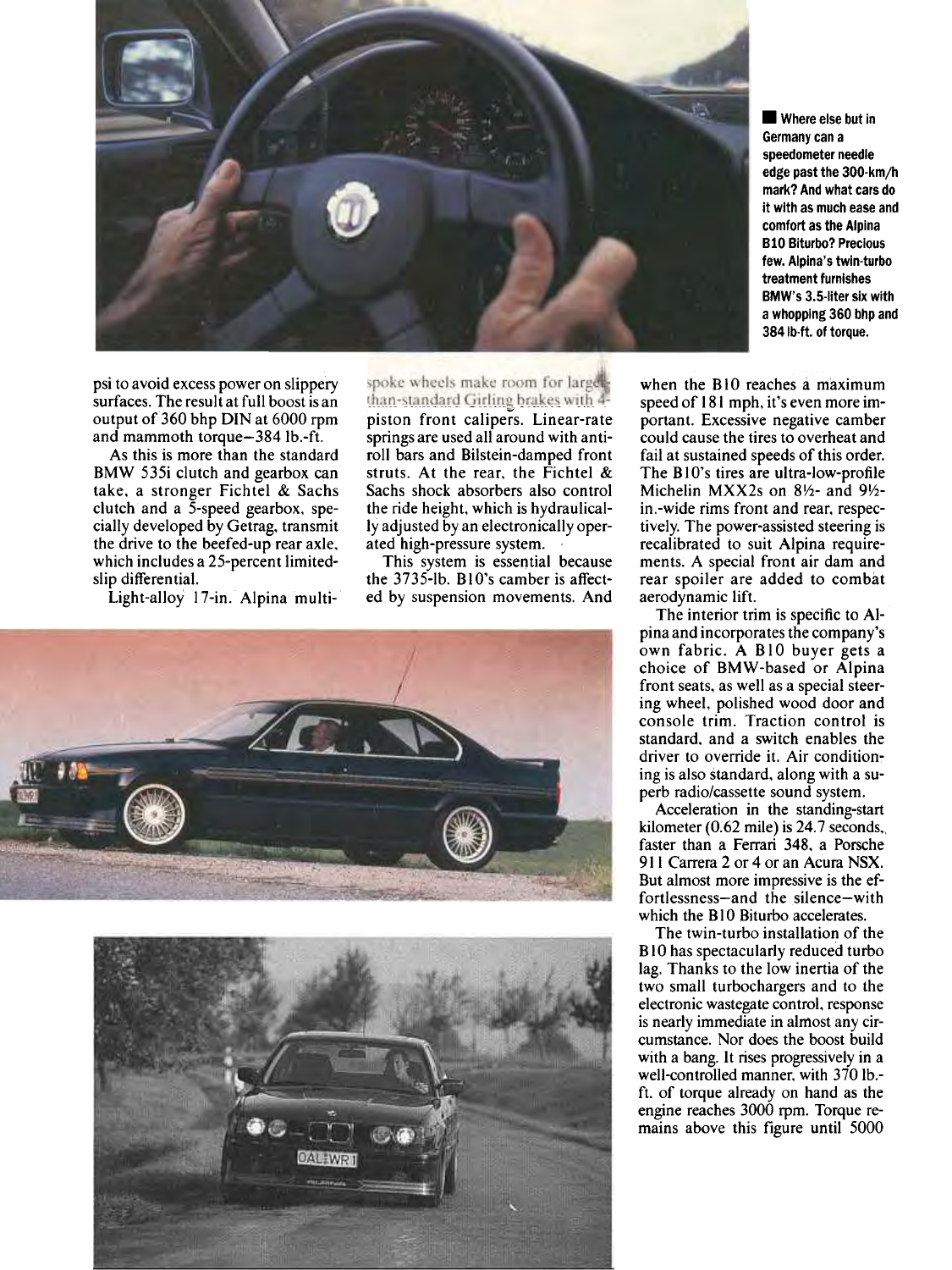**Where else but in Germany can a speedometer needle edge past the 300-km/h mark? And what cars do it with as much ease and comfort as the Alpina B10 Biturbo? Precious few. Alpina's twin-turbo treatment furnishes BMW's 3.5-liter six with a whopping 360 bhp and 384 lb-ft. of torque.**

psi to avoid excess power on slippery surfaces. The result at full boost is an output of 360 bhp DIN at 6000 rpm and mammoth torque—384 lb.-ft.

As this is more than the standard BMW 535i clutch and gearbox can take, a stronger Fichtel & Sachs clutch and a 5-speed gearbox, specially developed by Getrag, transmit the drive to the beefed-up rear axle, which includes a 25-percent limited-slip differential.

Light-alloy 17-in. Alpina multi-spoke wheels make room for larger-than-standard Girling brakes with 4-piston front calipers. Linear-rate springs are used all around with anti-roll bars and Bilstein-damped front struts. At the rear, the Fichtel & Sachs shock absorbers also control the ride height, which is hydraulically adjusted by an electronically operated high-pressure system.

This system is essential because the 3735-lb. B10's camber is affected by suspension movements. And when the B10 reaches a maximum speed of 181 mph, it's even more important. Excessive negative camber could cause the tires to overheat and fail at sustained speeds of this order. The B10's tires are ultra-low-profile Michelin MXX2s on 8½- and 9½-in.-wide rims front and rear, respectively. The power-assisted steering is recalibrated to suit Alpina requirements. A special front air dam and rear spoiler are added to combat aerodynamic lift.

The interior trim is specific to Alpina and incorporates the company's own fabric. A B10 buyer gets a choice of BMW-based or Alpina front seats, as well as a special steering wheel, polished wood door and console trim. Traction control is standard, and a switch enables the driver to override it. Air conditioning is also standard, along with a superb radio/cassette sound system.

Acceleration in the standing-start kilometer (0.62 mile) is 24.7 seconds, faster than a Ferrari 348, a Porsche 911 Carrera 2 or 4 or an Acura NSX. But almost more impressive is the effortlessness—and the silence—with which the B10 Biturbo accelerates.

The twin-turbo installation of the B10 has spectacularly reduced turbo lag. Thanks to the low inertia of the two small turbochargers and to the electronic wastegate control, response is nearly immediate in almost any circumstance. Nor does the boost build with a bang. It rises progressively in a well-controlled manner, with 370 lb.-ft. of torque already on hand as the engine reaches 3000 rpm. Torque remains above this figure until 5000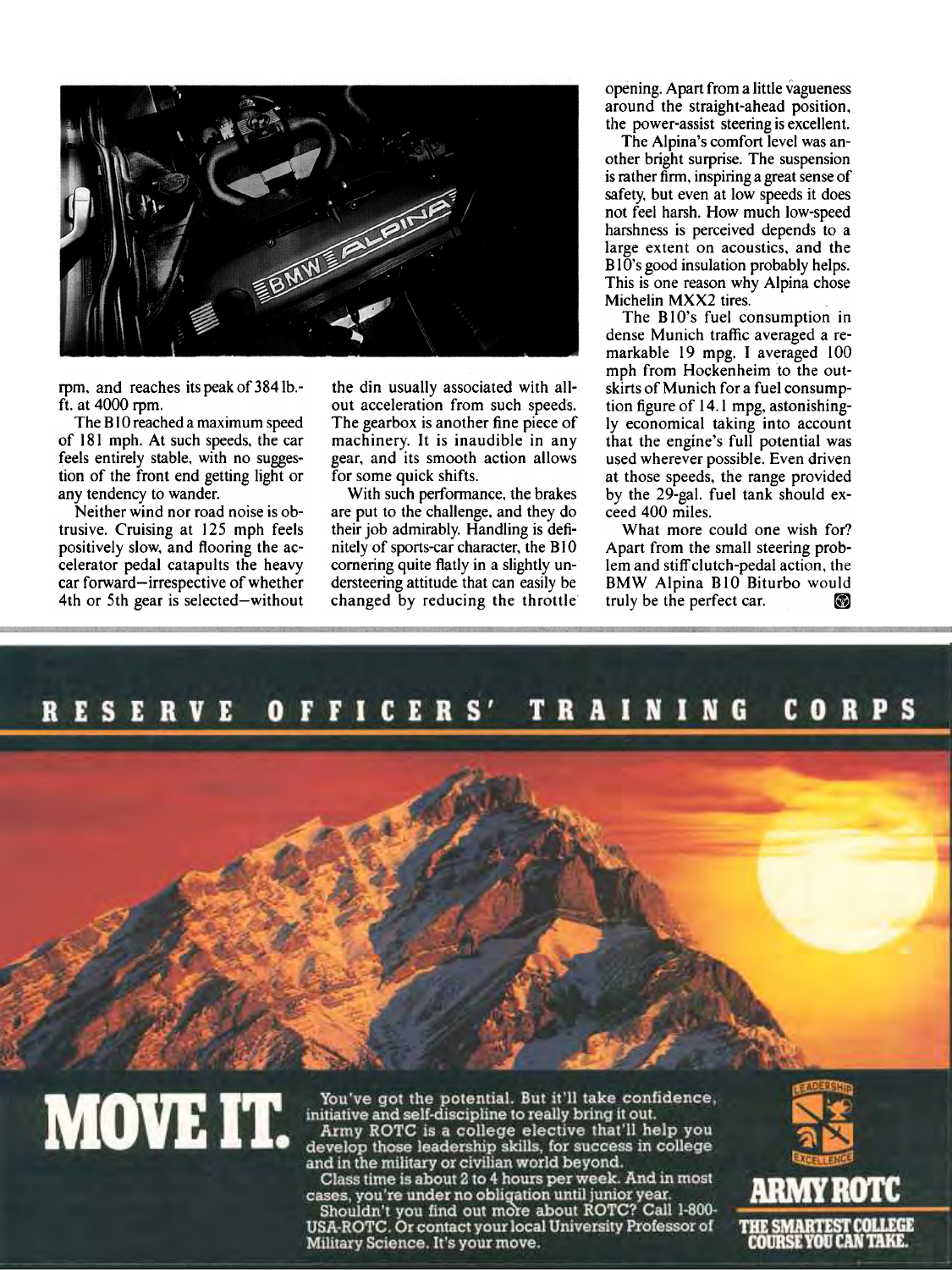rpm, and reaches its peak of 384 lb.-ft. at 4000 rpm.

The B10 reached a maximum speed of 181 mph. At such speeds, the car feels entirely stable, with no suggestion of the front end getting light or any tendency to wander.

Neither wind nor road noise is obtrusive. Cruising at 125 mph feels positively slow, and flooring the accelerator pedal catapults the heavy car forward—irrespective of whether 4th or 5th gear is selected—without the din usually associated with all-out acceleration from such speeds. The gearbox is another fine piece of machinery. It is inaudible in any gear, and its smooth action allows for some quick shifts.

With such performance, the brakes are put to the challenge, and they do their job admirably. Handling is definitely of sports-car character, the B10 cornering quite flatly in a slightly understeering attitude that can easily be changed by reducing the throttle opening. Apart from a little vagueness around the straight-ahead position, the power-assist steering is excellent.

The Alpina's comfort level was another bright surprise. The suspension is rather firm, inspiring a great sense of safety, but even at low speeds it does not feel harsh. How much low-speed harshness is perceived depends to a large extent on acoustics, and the B10's good insulation probably helps. This is one reason why Alpina chose Michelin MXX2 tires.

The B10's fuel consumption in dense Munich traffic averaged a remarkable 19 mpg. I averaged 100 mph from Hockenheim to the outskirts of Munich for a fuel consumption figure of 14.1 mpg, astonishingly economical taking into account that the engine's full potential was used wherever possible. Even driven at those speeds, the range provided by the 29-gal. fuel tank should exceed 400 miles.

What more could one wish for? Apart from the small steering problem and stiff clutch-pedal action, the BMW Alpina B10 Biturbo would truly be the perfect car.

---

RESERVE OFFICERS' TRAINING CORPS

# MOVE IT.

You've got the potential. But it'll take confidence, initiative and self-discipline to really bring it out.

Army ROTC is a college elective that'll help you develop those leadership skills, for success in college and in the military or civilian world beyond.

Class time is about 2 to 4 hours per week. And in most cases, you're under no obligation until junior year.

Shouldn't you find out more about ROTC? Call 1-800-USA-ROTC. Or contact your local University Professor of Military Science. It's your move.

LEADERSHIP EXCELLENCE

**ARMY ROTC**

**THE SMARTEST COLLEGE COURSE YOU CAN TAKE.**